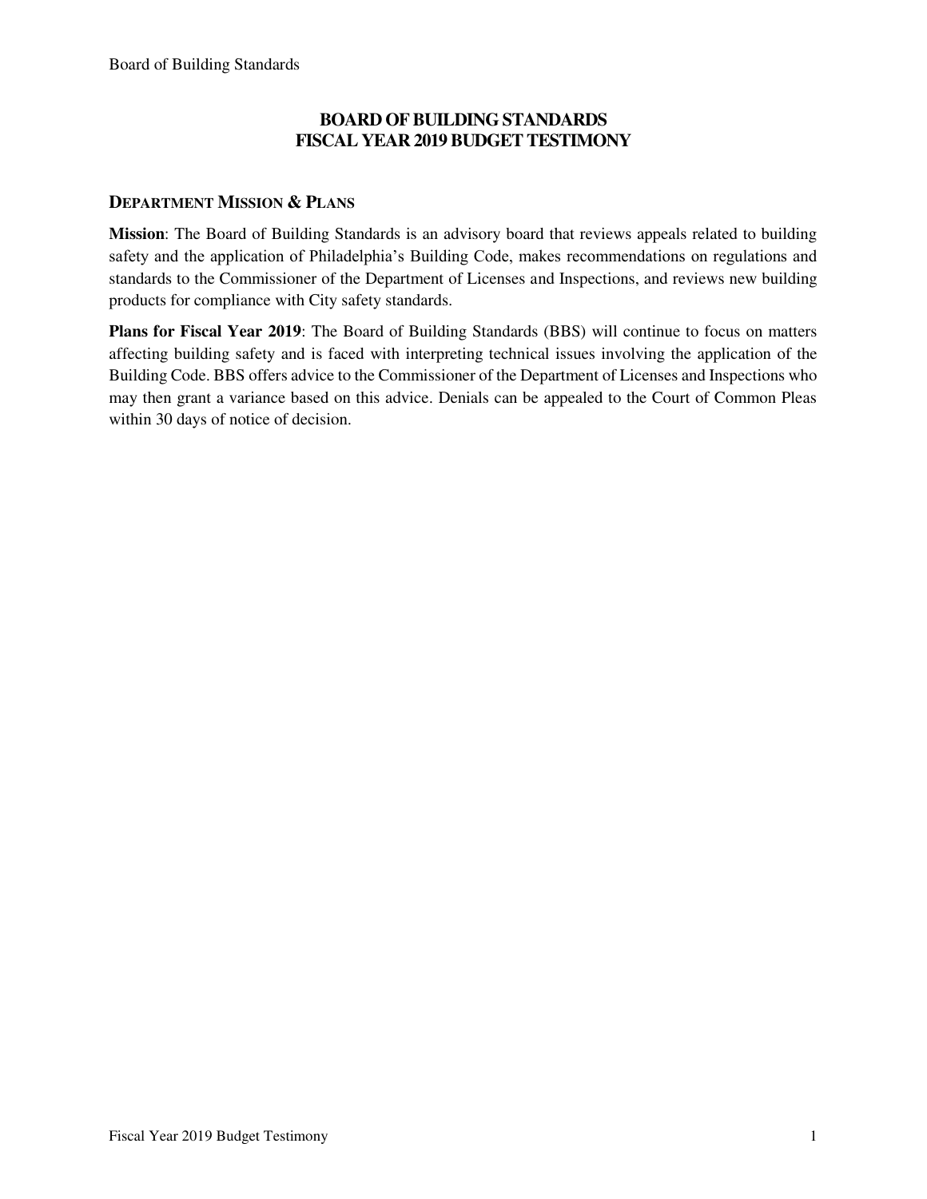# BOARD OF BUILDING STANDARDS
# FISCAL YEAR 2019 BUDGET TESTIMONY

## DEPARTMENT MISSION & PLANS

**Mission**: The Board of Building Standards is an advisory board that reviews appeals related to building safety and the application of Philadelphia's Building Code, makes recommendations on regulations and standards to the Commissioner of the Department of Licenses and Inspections, and reviews new building products for compliance with City safety standards.

**Plans for Fiscal Year 2019**: The Board of Building Standards (BBS) will continue to focus on matters affecting building safety and is faced with interpreting technical issues involving the application of the Building Code. BBS offers advice to the Commissioner of the Department of Licenses and Inspections who may then grant a variance based on this advice. Denials can be appealed to the Court of Common Pleas within 30 days of notice of decision.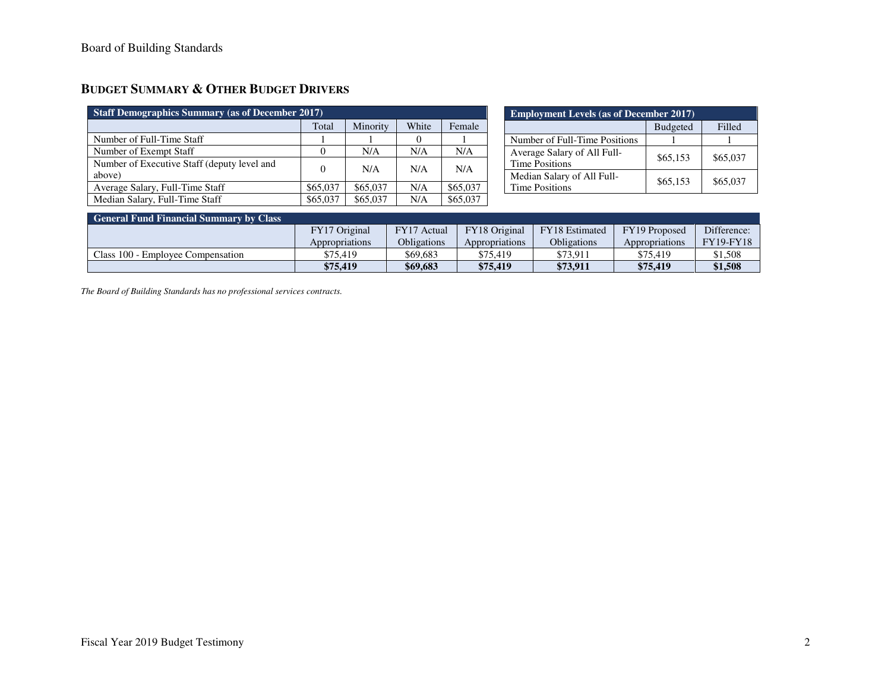## BUDGET SUMMARY & OTHER BUDGET DRIVERS

| Staff Demographics Summary (as of December 2017) | | | | |
|---|---|---|---|---|
| | Total | Minority | White | Female |
| Number of Full-Time Staff | 1 | 1 | 0 | 1 |
| Number of Exempt Staff | 0 | N/A | N/A | N/A |
| Number of Executive Staff (deputy level and above) | 0 | N/A | N/A | N/A |
| Average Salary, Full-Time Staff | $65,037 | $65,037 | N/A | $65,037 |
| Median Salary, Full-Time Staff | $65,037 | $65,037 | N/A | $65,037 |

| Employment Levels (as of December 2017) | | |
|---|---|---|
| | Budgeted | Filled |
| Number of Full-Time Positions | 1 | 1 |
| Average Salary of All Full-Time Positions | $65,153 | $65,037 |
| Median Salary of All Full-Time Positions | $65,153 | $65,037 |

| General Fund Financial Summary by Class | | | | | | |
|---|---|---|---|---|---|---|
| | FY17 Original Appropriations | FY17 Actual Obligations | FY18 Original Appropriations | FY18 Estimated Obligations | FY19 Proposed Appropriations | Difference: FY19-FY18 |
| Class 100 - Employee Compensation | $75,419 | $69,683 | $75,419 | $73,911 | $75,419 | $1,508 |
| | **$75,419** | **$69,683** | **$75,419** | **$73,911** | **$75,419** | **$1,508** |

*The Board of Building Standards has no professional services contracts.*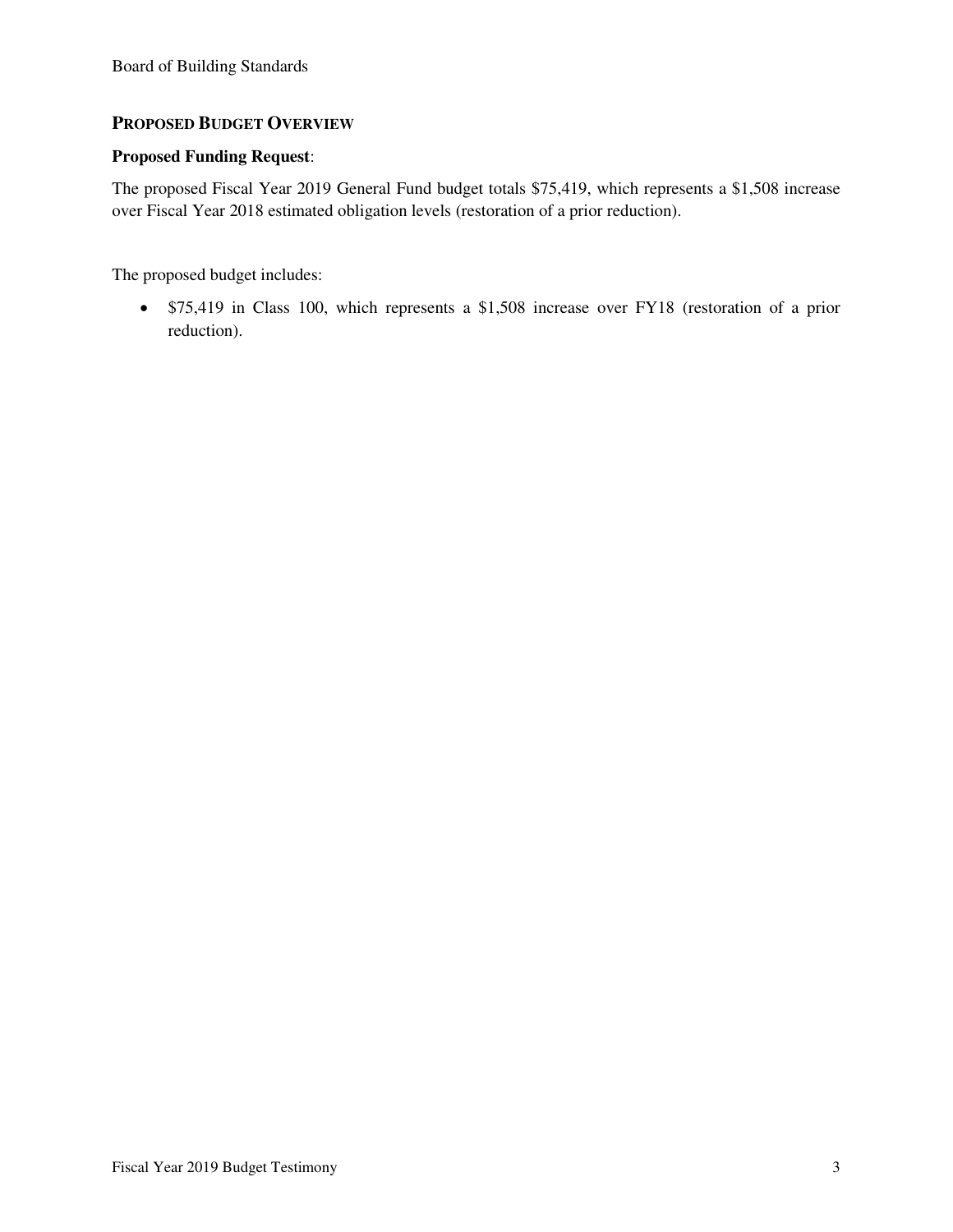## PROPOSED BUDGET OVERVIEW

**Proposed Funding Request**:

The proposed Fiscal Year 2019 General Fund budget totals $75,419, which represents a $1,508 increase over Fiscal Year 2018 estimated obligation levels (restoration of a prior reduction).

The proposed budget includes:

- $75,419 in Class 100, which represents a $1,508 increase over FY18 (restoration of a prior reduction).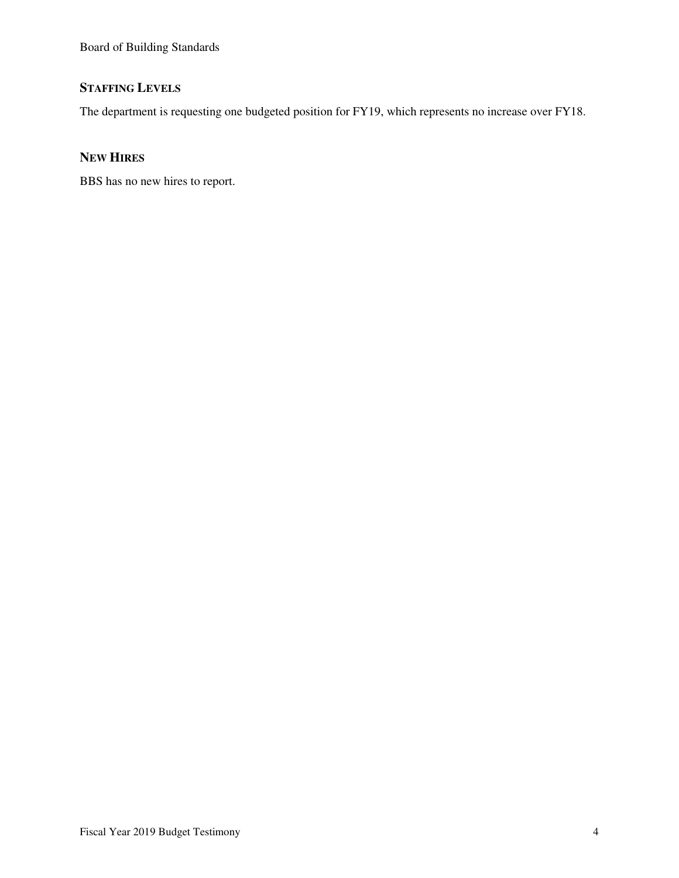## Staffing Levels

The department is requesting one budgeted position for FY19, which represents no increase over FY18.

## New Hires

BBS has no new hires to report.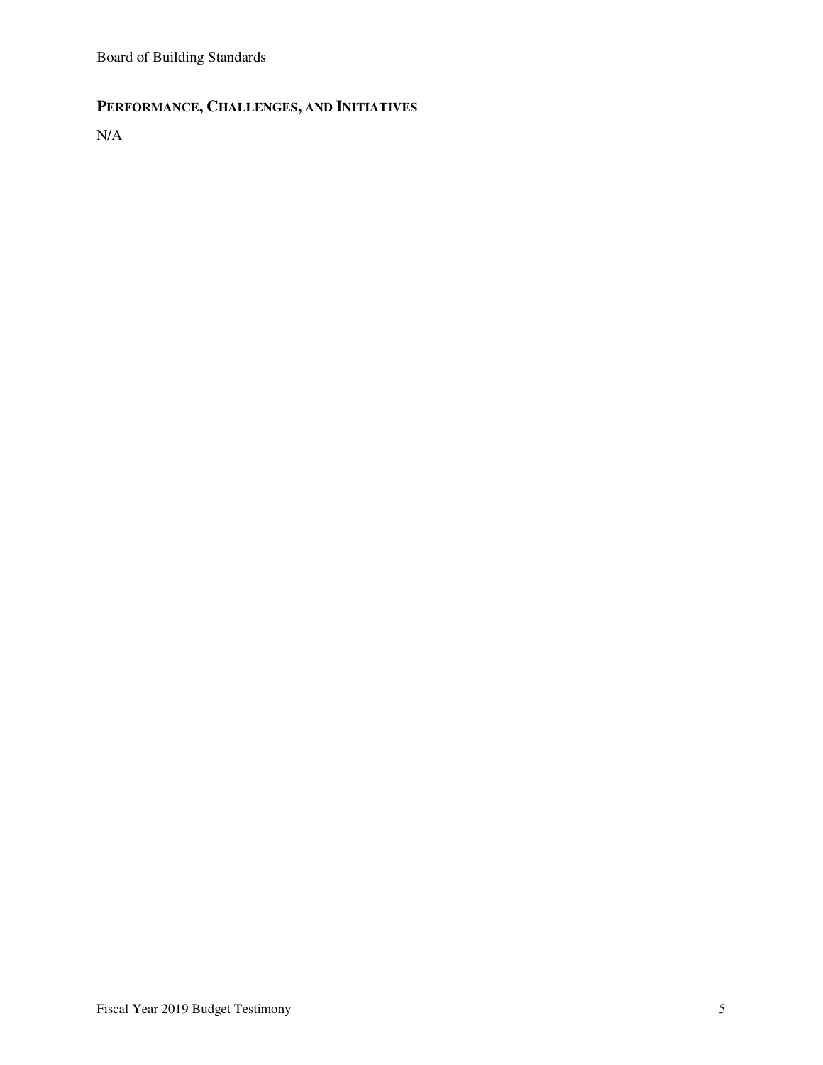## PERFORMANCE, CHALLENGES, AND INITIATIVES

N/A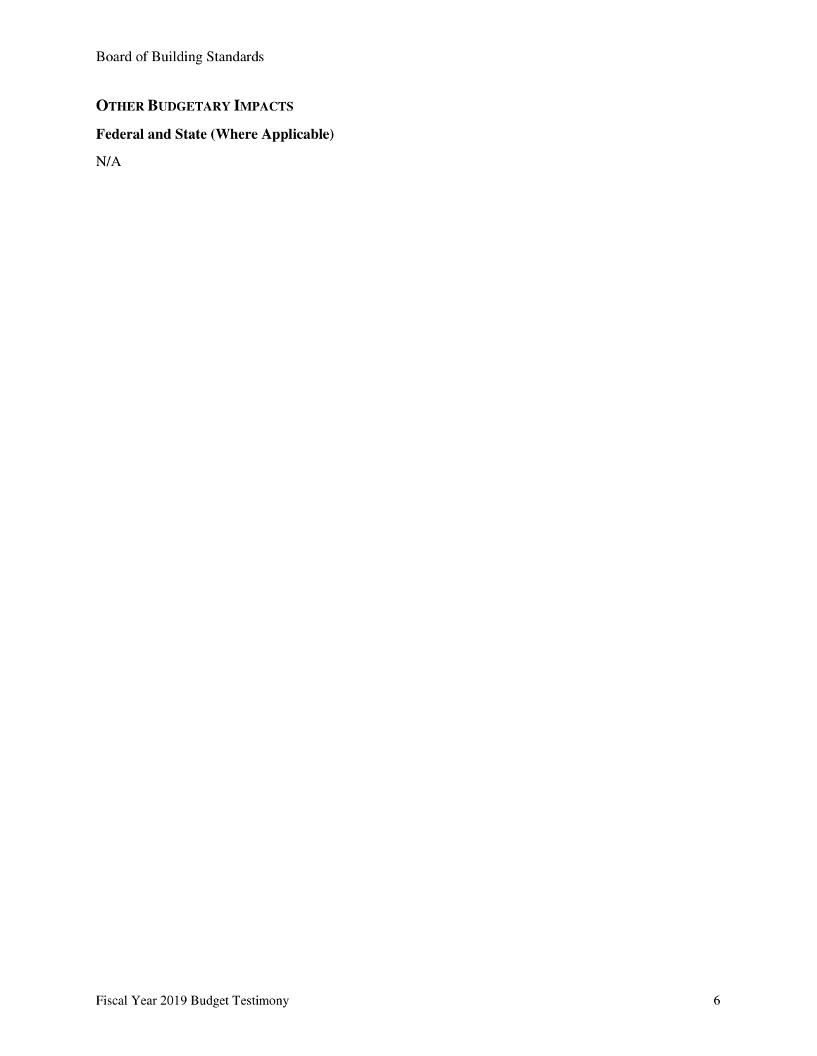## Other Budgetary Impacts

### Federal and State (Where Applicable)

N/A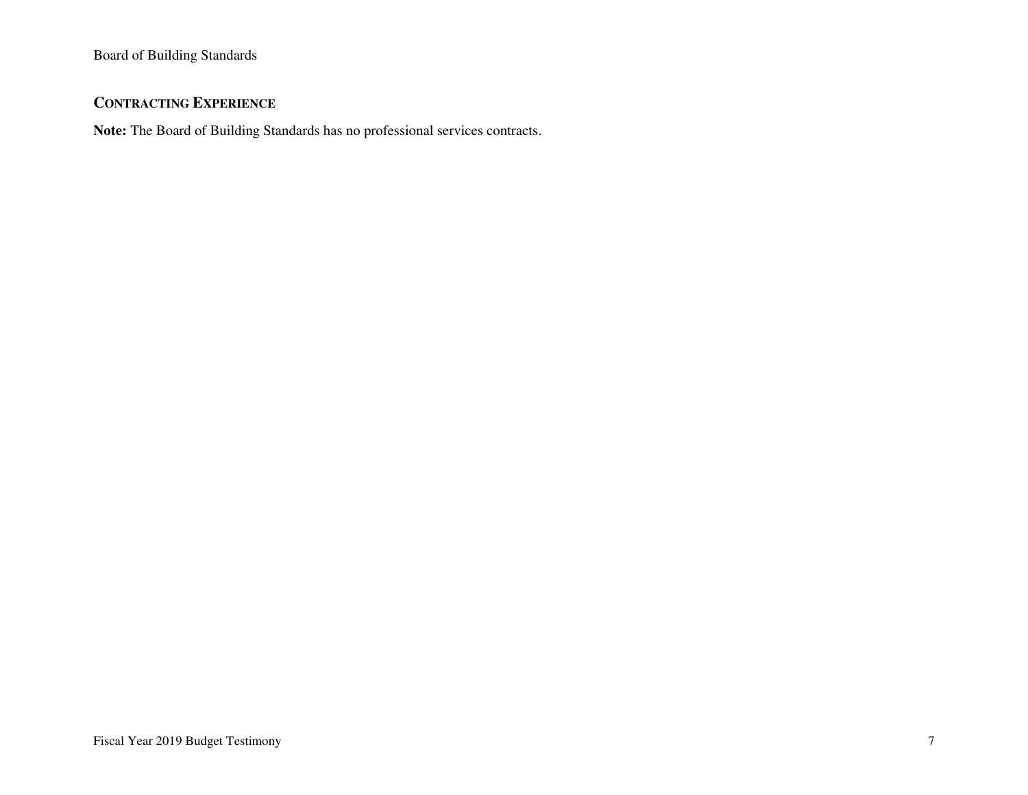## CONTRACTING EXPERIENCE

**Note:** The Board of Building Standards has no professional services contracts.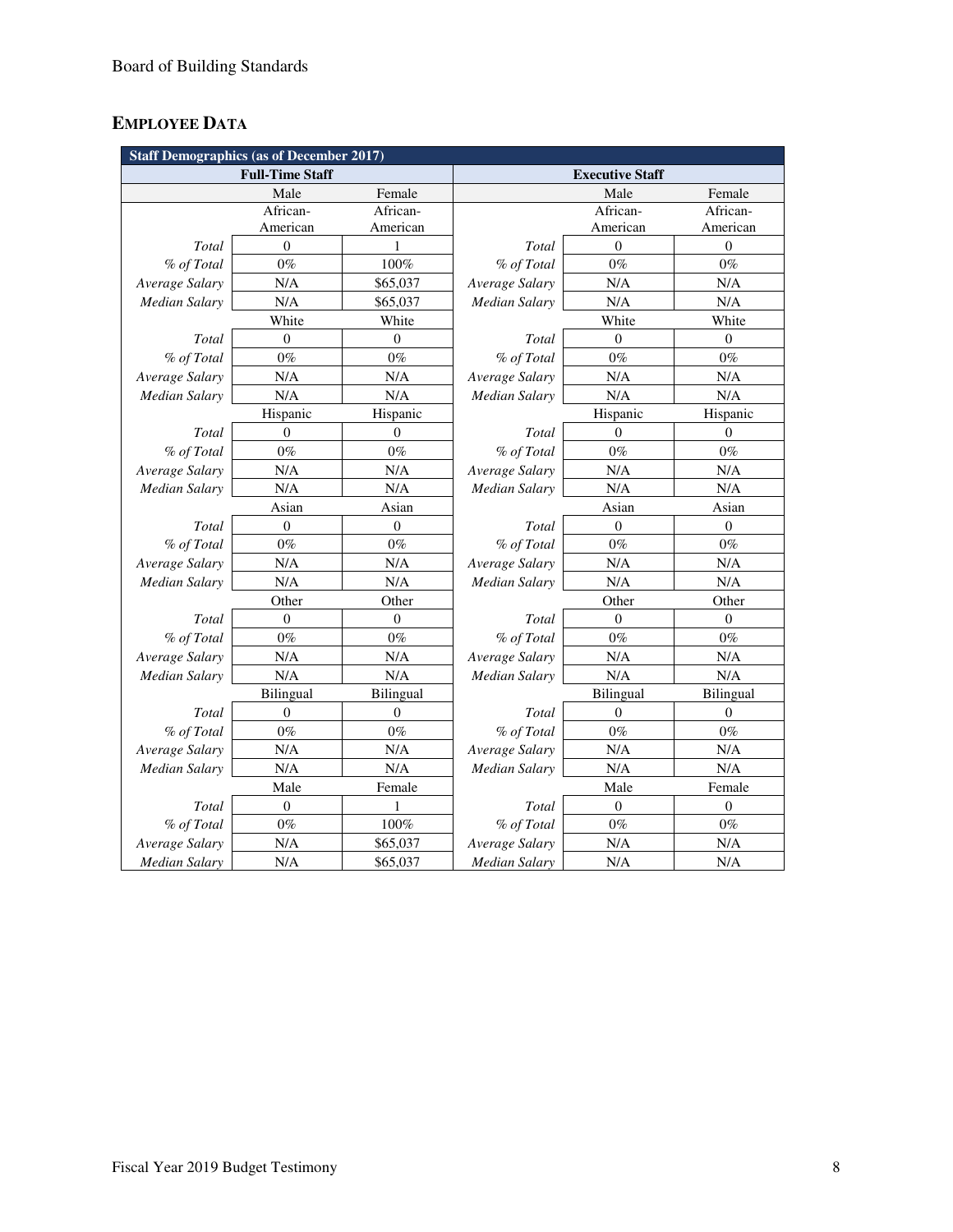Board of Building Standards

## EMPLOYEE DATA

| Staff Demographics (as of December 2017) | | | | | |
|---|---|---|---|---|---|
| Full-Time Staff | | | Executive Staff | | |
| | Male | Female | | Male | Female |
| | African-American | African-American | | African-American | African-American |
| *Total* | 0 | 1 | *Total* | 0 | 0 |
| *% of Total* | 0% | 100% | *% of Total* | 0% | 0% |
| *Average Salary* | N/A | $65,037 | *Average Salary* | N/A | N/A |
| *Median Salary* | N/A | $65,037 | *Median Salary* | N/A | N/A |
| | White | White | | White | White |
| *Total* | 0 | 0 | *Total* | 0 | 0 |
| *% of Total* | 0% | 0% | *% of Total* | 0% | 0% |
| *Average Salary* | N/A | N/A | *Average Salary* | N/A | N/A |
| *Median Salary* | N/A | N/A | *Median Salary* | N/A | N/A |
| | Hispanic | Hispanic | | Hispanic | Hispanic |
| *Total* | 0 | 0 | *Total* | 0 | 0 |
| *% of Total* | 0% | 0% | *% of Total* | 0% | 0% |
| *Average Salary* | N/A | N/A | *Average Salary* | N/A | N/A |
| *Median Salary* | N/A | N/A | *Median Salary* | N/A | N/A |
| | Asian | Asian | | Asian | Asian |
| *Total* | 0 | 0 | *Total* | 0 | 0 |
| *% of Total* | 0% | 0% | *% of Total* | 0% | 0% |
| *Average Salary* | N/A | N/A | *Average Salary* | N/A | N/A |
| *Median Salary* | N/A | N/A | *Median Salary* | N/A | N/A |
| | Other | Other | | Other | Other |
| *Total* | 0 | 0 | *Total* | 0 | 0 |
| *% of Total* | 0% | 0% | *% of Total* | 0% | 0% |
| *Average Salary* | N/A | N/A | *Average Salary* | N/A | N/A |
| *Median Salary* | N/A | N/A | *Median Salary* | N/A | N/A |
| | Bilingual | Bilingual | | Bilingual | Bilingual |
| *Total* | 0 | 0 | *Total* | 0 | 0 |
| *% of Total* | 0% | 0% | *% of Total* | 0% | 0% |
| *Average Salary* | N/A | N/A | *Average Salary* | N/A | N/A |
| *Median Salary* | N/A | N/A | *Median Salary* | N/A | N/A |
| | Male | Female | | Male | Female |
| *Total* | 0 | 1 | *Total* | 0 | 0 |
| *% of Total* | 0% | 100% | *% of Total* | 0% | 0% |
| *Average Salary* | N/A | $65,037 | *Average Salary* | N/A | N/A |
| *Median Salary* | N/A | $65,037 | *Median Salary* | N/A | N/A |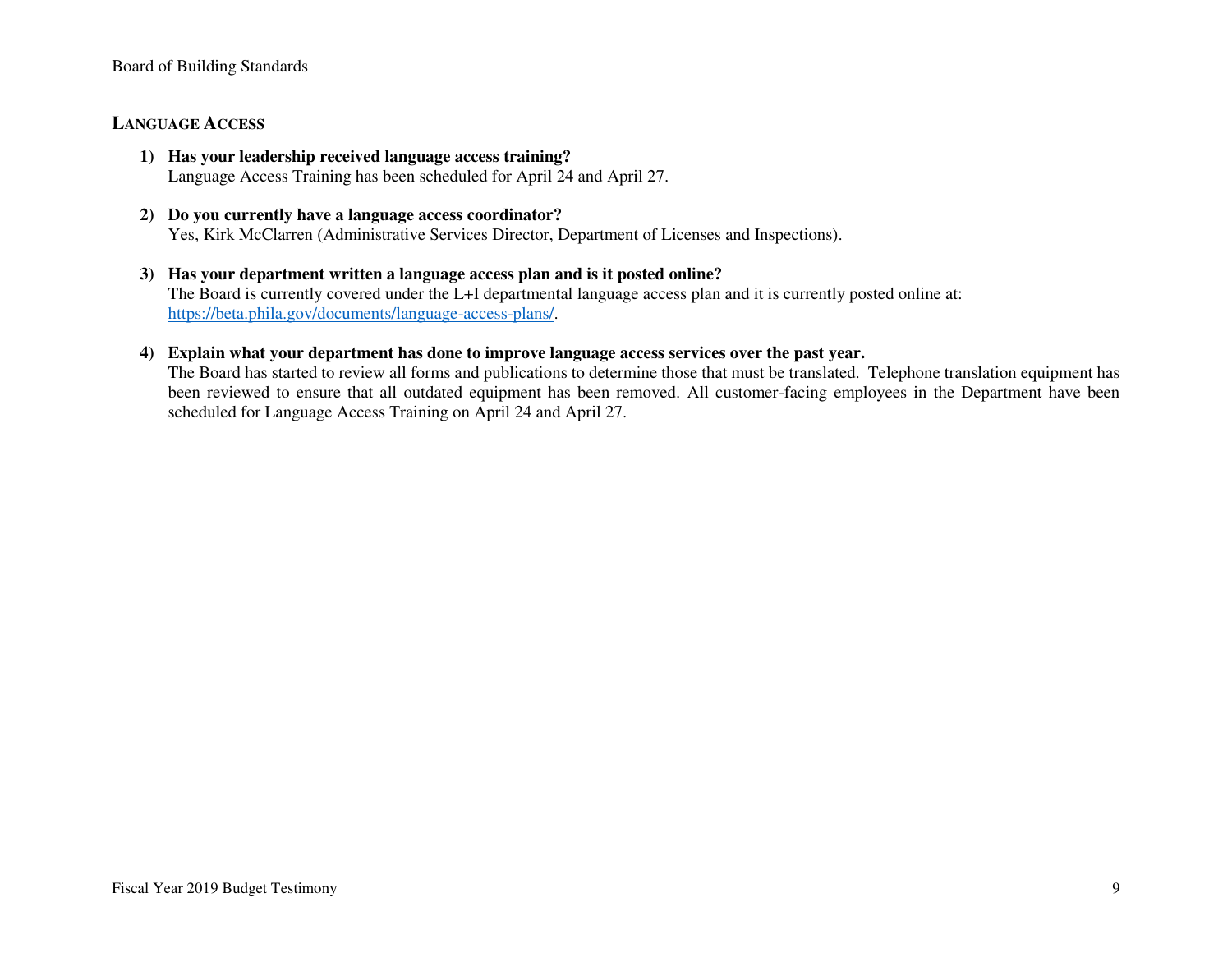## LANGUAGE ACCESS

1) **Has your leadership received language access training?**
   Language Access Training has been scheduled for April 24 and April 27.

2) **Do you currently have a language access coordinator?**
   Yes, Kirk McClarren (Administrative Services Director, Department of Licenses and Inspections).

3) **Has your department written a language access plan and is it posted online?**
   The Board is currently covered under the L+I departmental language access plan and it is currently posted online at: https://beta.phila.gov/documents/language-access-plans/.

4) **Explain what your department has done to improve language access services over the past year.**
   The Board has started to review all forms and publications to determine those that must be translated. Telephone translation equipment has been reviewed to ensure that all outdated equipment has been removed. All customer-facing employees in the Department have been scheduled for Language Access Training on April 24 and April 27.